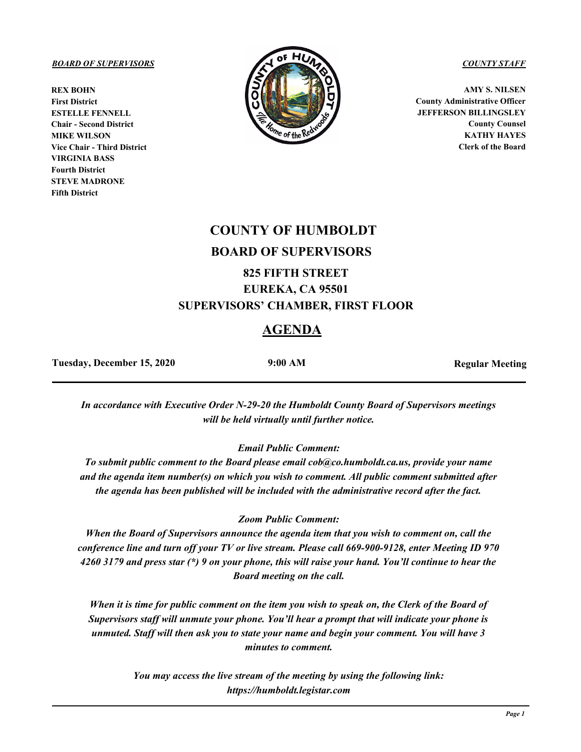***BOARD OF SUPERVISORS***

**REX BOHN**
**First District**
**ESTELLE FENNELL**
**Chair - Second District**
**MIKE WILSON**
**Vice Chair - Third District**
**VIRGINIA BASS**
**Fourth District**
**STEVE MADRONE**
**Fifth District**

***COUNTY STAFF***

**AMY S. NILSEN**
**County Administrative Officer**
**JEFFERSON BILLINGSLEY**
**County Counsel**
**KATHY HAYES**
**Clerk of the Board**

# COUNTY OF HUMBOLDT

## BOARD OF SUPERVISORS

### 825 FIFTH STREET
### EUREKA, CA 95501
### SUPERVISORS' CHAMBER, FIRST FLOOR

## AGENDA

**Tuesday, December 15, 2020** **9:00 AM** **Regular Meeting**

*In accordance with Executive Order N-29-20 the Humboldt County Board of Supervisors meetings will be held virtually until further notice.*

*Email Public Comment:*

*To submit public comment to the Board please email cob@co.humboldt.ca.us, provide your name and the agenda item number(s) on which you wish to comment. All public comment submitted after the agenda has been published will be included with the administrative record after the fact.*

*Zoom Public Comment:*

*When the Board of Supervisors announce the agenda item that you wish to comment on, call the conference line and turn off your TV or live stream. Please call 669-900-9128, enter Meeting ID 970 4260 3179 and press star (*) 9 on your phone, this will raise your hand. You'll continue to hear the Board meeting on the call.*

*When it is time for public comment on the item you wish to speak on, the Clerk of the Board of Supervisors staff will unmute your phone. You'll hear a prompt that will indicate your phone is unmuted. Staff will then ask you to state your name and begin your comment. You will have 3 minutes to comment.*

*You may access the live stream of the meeting by using the following link: https://humboldt.legistar.com*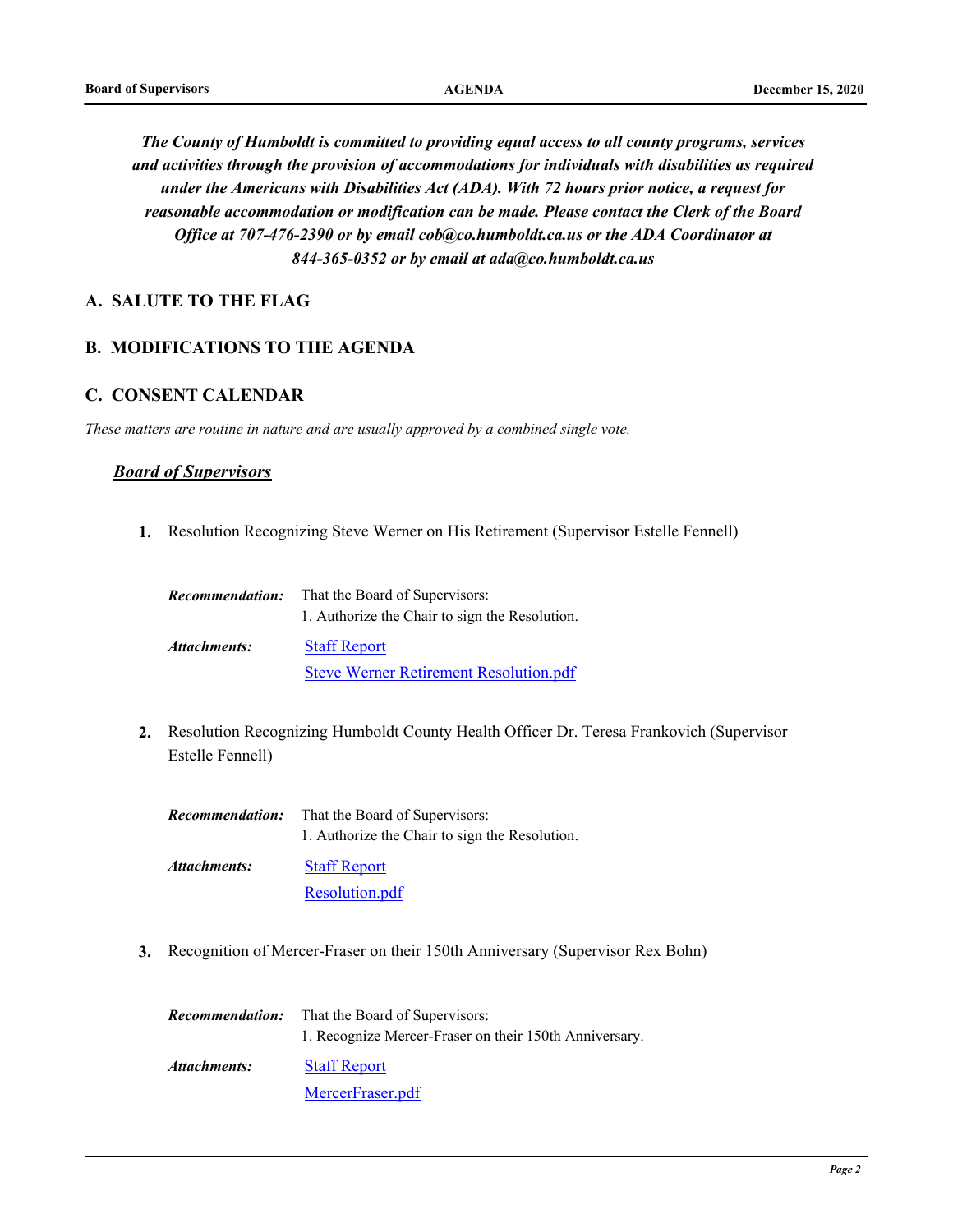***The County of Humboldt is committed to providing equal access to all county programs, services and activities through the provision of accommodations for individuals with disabilities as required under the Americans with Disabilities Act (ADA). With 72 hours prior notice, a request for reasonable accommodation or modification can be made. Please contact the Clerk of the Board Office at 707-476-2390 or by email cob@co.humboldt.ca.us or the ADA Coordinator at 844-365-0352 or by email at ada@co.humboldt.ca.us***

## A. SALUTE TO THE FLAG

## B. MODIFICATIONS TO THE AGENDA

## C. CONSENT CALENDAR

*These matters are routine in nature and are usually approved by a combined single vote.*

### ***Board of Supervisors***

**1.** Resolution Recognizing Steve Werner on His Retirement (Supervisor Estelle Fennell)

***Recommendation:*** That the Board of Supervisors:
1. Authorize the Chair to sign the Resolution.

***Attachments:*** Staff Report
Steve Werner Retirement Resolution.pdf

**2.** Resolution Recognizing Humboldt County Health Officer Dr. Teresa Frankovich (Supervisor Estelle Fennell)

***Recommendation:*** That the Board of Supervisors:
1. Authorize the Chair to sign the Resolution.

***Attachments:*** Staff Report
Resolution.pdf

**3.** Recognition of Mercer-Fraser on their 150th Anniversary (Supervisor Rex Bohn)

***Recommendation:*** That the Board of Supervisors:
1. Recognize Mercer-Fraser on their 150th Anniversary.

***Attachments:*** Staff Report
MercerFraser.pdf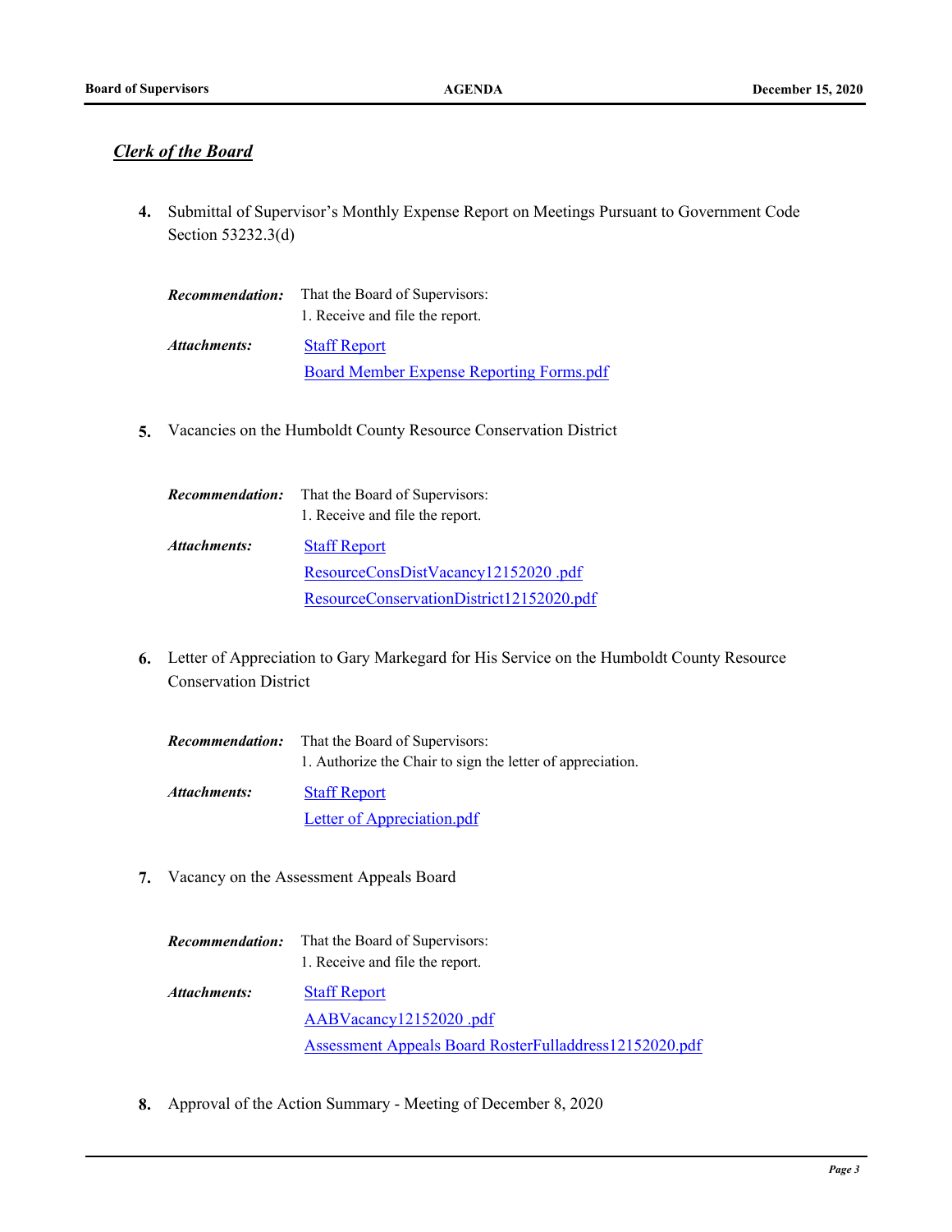## *Clerk of the Board*

**4.** Submittal of Supervisor's Monthly Expense Report on Meetings Pursuant to Government Code Section 53232.3(d)

***Recommendation:*** That the Board of Supervisors:
1. Receive and file the report.

***Attachments:*** Staff Report
Board Member Expense Reporting Forms.pdf

**5.** Vacancies on the Humboldt County Resource Conservation District

***Recommendation:*** That the Board of Supervisors:
1. Receive and file the report.

***Attachments:*** Staff Report
ResourceConsDistVacancy12152020 .pdf
ResourceConservationDistrict12152020.pdf

**6.** Letter of Appreciation to Gary Markegard for His Service on the Humboldt County Resource Conservation District

***Recommendation:*** That the Board of Supervisors:
1. Authorize the Chair to sign the letter of appreciation.

***Attachments:*** Staff Report
Letter of Appreciation.pdf

**7.** Vacancy on the Assessment Appeals Board

***Recommendation:*** That the Board of Supervisors:
1. Receive and file the report.

***Attachments:*** Staff Report
AABVacancy12152020 .pdf
Assessment Appeals Board RosterFulladdress12152020.pdf

**8.** Approval of the Action Summary - Meeting of December 8, 2020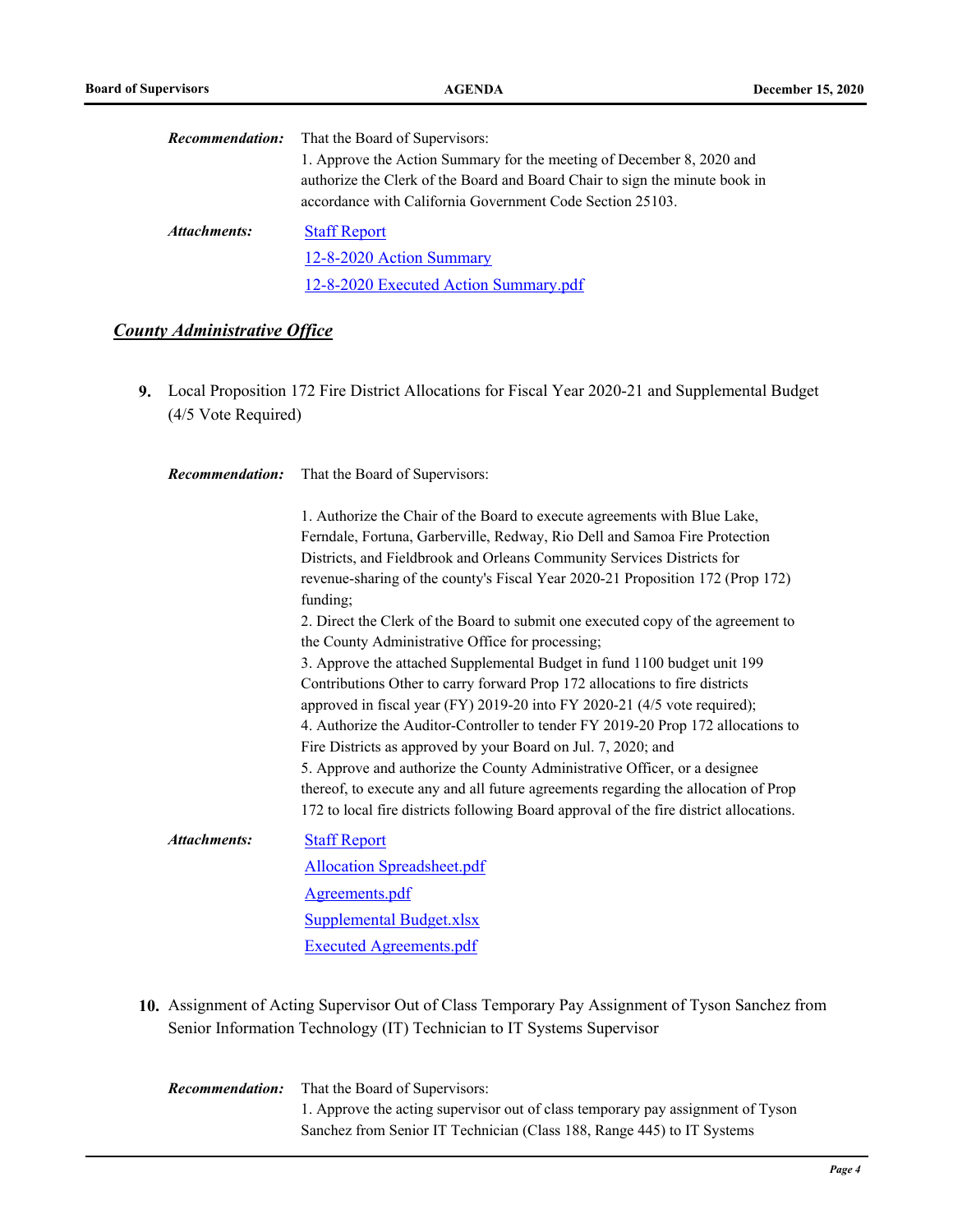***Recommendation:*** That the Board of Supervisors:
1. Approve the Action Summary for the meeting of December 8, 2020 and authorize the Clerk of the Board and Board Chair to sign the minute book in accordance with California Government Code Section 25103.

***Attachments:***
Staff Report
12-8-2020 Action Summary
12-8-2020 Executed Action Summary.pdf

## ***County Administrative Office***

**9.** Local Proposition 172 Fire District Allocations for Fiscal Year 2020-21 and Supplemental Budget (4/5 Vote Required)

***Recommendation:*** That the Board of Supervisors:

1. Authorize the Chair of the Board to execute agreements with Blue Lake, Ferndale, Fortuna, Garberville, Redway, Rio Dell and Samoa Fire Protection Districts, and Fieldbrook and Orleans Community Services Districts for revenue-sharing of the county's Fiscal Year 2020-21 Proposition 172 (Prop 172) funding;
2. Direct the Clerk of the Board to submit one executed copy of the agreement to the County Administrative Office for processing;
3. Approve the attached Supplemental Budget in fund 1100 budget unit 199 Contributions Other to carry forward Prop 172 allocations to fire districts approved in fiscal year (FY) 2019-20 into FY 2020-21 (4/5 vote required);
4. Authorize the Auditor-Controller to tender FY 2019-20 Prop 172 allocations to Fire Districts as approved by your Board on Jul. 7, 2020; and
5. Approve and authorize the County Administrative Officer, or a designee thereof, to execute any and all future agreements regarding the allocation of Prop 172 to local fire districts following Board approval of the fire district allocations.

***Attachments:***
Staff Report
Allocation Spreadsheet.pdf
Agreements.pdf
Supplemental Budget.xlsx
Executed Agreements.pdf

**10.** Assignment of Acting Supervisor Out of Class Temporary Pay Assignment of Tyson Sanchez from Senior Information Technology (IT) Technician to IT Systems Supervisor

***Recommendation:*** That the Board of Supervisors:
1. Approve the acting supervisor out of class temporary pay assignment of Tyson Sanchez from Senior IT Technician (Class 188, Range 445) to IT Systems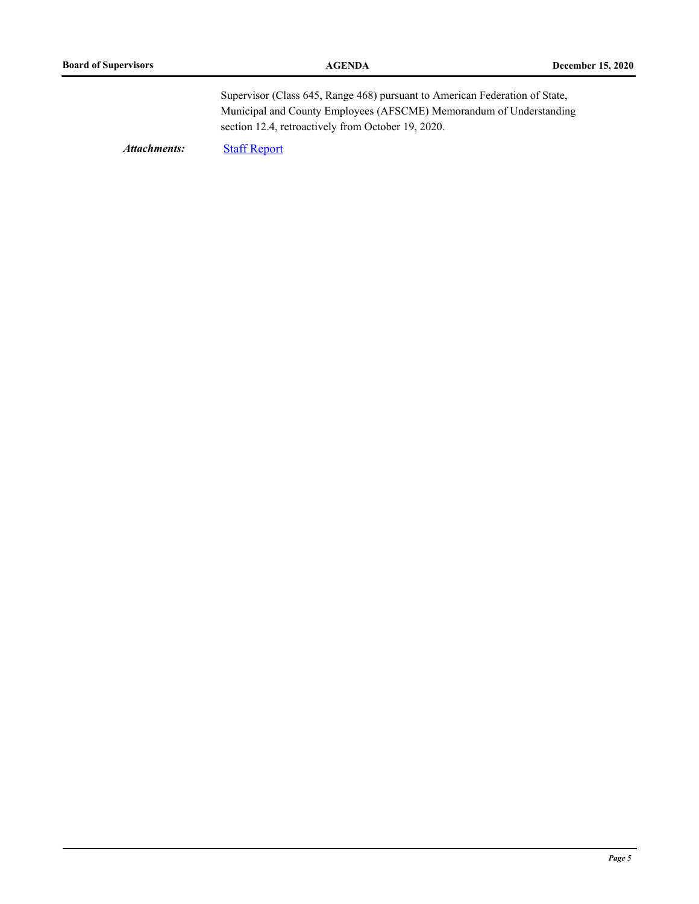Supervisor (Class 645, Range 468) pursuant to American Federation of State, Municipal and County Employees (AFSCME) Memorandum of Understanding section 12.4, retroactively from October 19, 2020.

***Attachments:*** Staff Report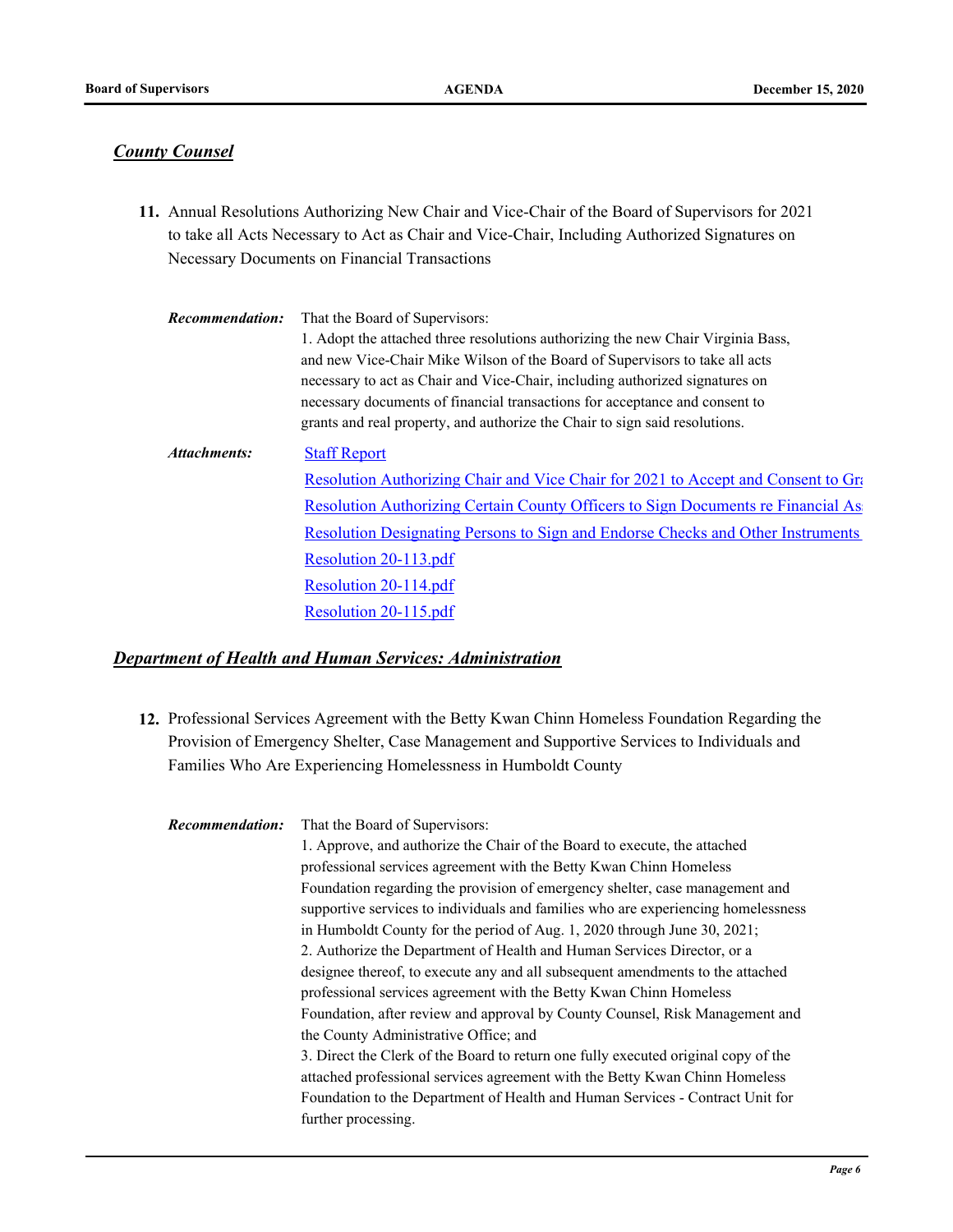## *County Counsel*

**11.** Annual Resolutions Authorizing New Chair and Vice-Chair of the Board of Supervisors for 2021 to take all Acts Necessary to Act as Chair and Vice-Chair, Including Authorized Signatures on Necessary Documents on Financial Transactions

***Recommendation:*** That the Board of Supervisors:
1. Adopt the attached three resolutions authorizing the new Chair Virginia Bass, and new Vice-Chair Mike Wilson of the Board of Supervisors to take all acts necessary to act as Chair and Vice-Chair, including authorized signatures on necessary documents of financial transactions for acceptance and consent to grants and real property, and authorize the Chair to sign said resolutions.

***Attachments:***
Staff Report
Resolution Authorizing Chair and Vice Chair for 2021 to Accept and Consent to Gr
Resolution Authorizing Certain County Officers to Sign Documents re Financial As
Resolution Designating Persons to Sign and Endorse Checks and Other Instruments
Resolution 20-113.pdf
Resolution 20-114.pdf
Resolution 20-115.pdf

## *Department of Health and Human Services: Administration*

**12.** Professional Services Agreement with the Betty Kwan Chinn Homeless Foundation Regarding the Provision of Emergency Shelter, Case Management and Supportive Services to Individuals and Families Who Are Experiencing Homelessness in Humboldt County

***Recommendation:*** That the Board of Supervisors:
1. Approve, and authorize the Chair of the Board to execute, the attached professional services agreement with the Betty Kwan Chinn Homeless Foundation regarding the provision of emergency shelter, case management and supportive services to individuals and families who are experiencing homelessness in Humboldt County for the period of Aug. 1, 2020 through June 30, 2021;
2. Authorize the Department of Health and Human Services Director, or a designee thereof, to execute any and all subsequent amendments to the attached professional services agreement with the Betty Kwan Chinn Homeless Foundation, after review and approval by County Counsel, Risk Management and the County Administrative Office; and
3. Direct the Clerk of the Board to return one fully executed original copy of the attached professional services agreement with the Betty Kwan Chinn Homeless Foundation to the Department of Health and Human Services - Contract Unit for further processing.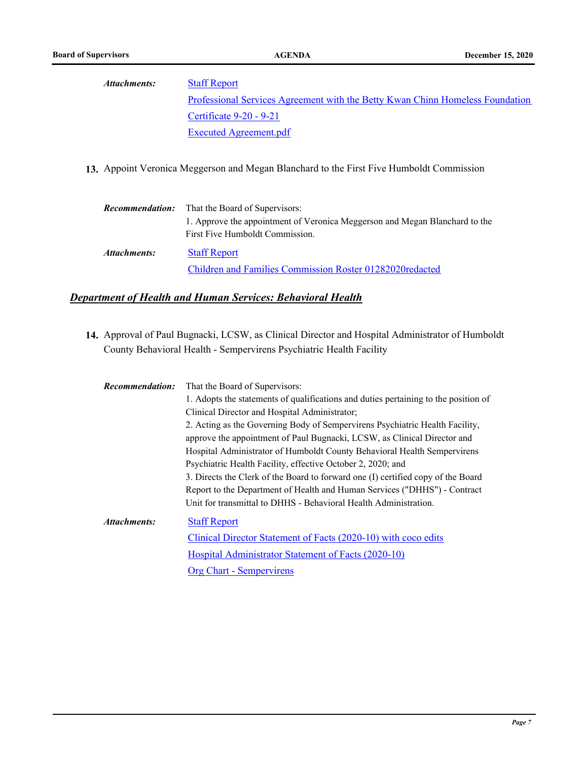***Attachments:*** Staff Report

Professional Services Agreement with the Betty Kwan Chinn Homeless Foundation

Certificate 9-20 - 9-21

Executed Agreement.pdf

**13.** Appoint Veronica Meggerson and Megan Blanchard to the First Five Humboldt Commission

***Recommendation:*** That the Board of Supervisors:
1. Approve the appointment of Veronica Meggerson and Megan Blanchard to the First Five Humboldt Commission.

***Attachments:*** Staff Report

Children and Families Commission Roster 01282020redacted

## ***Department of Health and Human Services: Behavioral Health***

**14.** Approval of Paul Bugnacki, LCSW, as Clinical Director and Hospital Administrator of Humboldt County Behavioral Health - Sempervirens Psychiatric Health Facility

***Recommendation:*** That the Board of Supervisors:
1. Adopts the statements of qualifications and duties pertaining to the position of Clinical Director and Hospital Administrator;
2. Acting as the Governing Body of Sempervirens Psychiatric Health Facility, approve the appointment of Paul Bugnacki, LCSW, as Clinical Director and Hospital Administrator of Humboldt County Behavioral Health Sempervirens Psychiatric Health Facility, effective October 2, 2020; and
3. Directs the Clerk of the Board to forward one (I) certified copy of the Board Report to the Department of Health and Human Services ("DHHS") - Contract Unit for transmittal to DHHS - Behavioral Health Administration.

***Attachments:*** Staff Report

Clinical Director Statement of Facts (2020-10) with coco edits

Hospital Administrator Statement of Facts (2020-10)

Org Chart - Sempervirens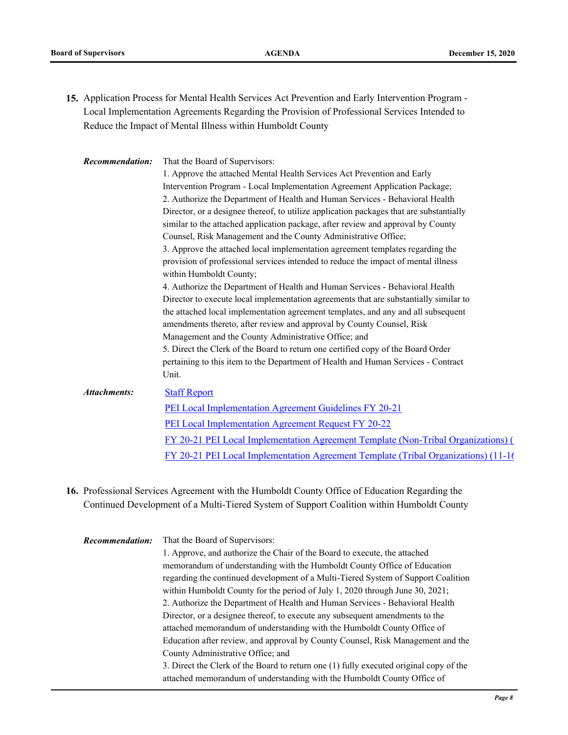**15.** Application Process for Mental Health Services Act Prevention and Early Intervention Program - Local Implementation Agreements Regarding the Provision of Professional Services Intended to Reduce the Impact of Mental Illness within Humboldt County

***Recommendation:*** That the Board of Supervisors:
1. Approve the attached Mental Health Services Act Prevention and Early Intervention Program - Local Implementation Agreement Application Package;
2. Authorize the Department of Health and Human Services - Behavioral Health Director, or a designee thereof, to utilize application packages that are substantially similar to the attached application package, after review and approval by County Counsel, Risk Management and the County Administrative Office;
3. Approve the attached local implementation agreement templates regarding the provision of professional services intended to reduce the impact of mental illness within Humboldt County;
4. Authorize the Department of Health and Human Services - Behavioral Health Director to execute local implementation agreements that are substantially similar to the attached local implementation agreement templates, and any and all subsequent amendments thereto, after review and approval by County Counsel, Risk Management and the County Administrative Office; and
5. Direct the Clerk of the Board to return one certified copy of the Board Order pertaining to this item to the Department of Health and Human Services - Contract Unit.

***Attachments:***
Staff Report
PEI Local Implementation Agreement Guidelines FY 20-21
PEI Local Implementation Agreement Request FY 20-22
FY 20-21 PEI Local Implementation Agreement Template (Non-Tribal Organizations) (
FY 20-21 PEI Local Implementation Agreement Template (Tribal Organizations) (11-1(

**16.** Professional Services Agreement with the Humboldt County Office of Education Regarding the Continued Development of a Multi-Tiered System of Support Coalition within Humboldt County

***Recommendation:*** That the Board of Supervisors:
1. Approve, and authorize the Chair of the Board to execute, the attached memorandum of understanding with the Humboldt County Office of Education regarding the continued development of a Multi-Tiered System of Support Coalition within Humboldt County for the period of July 1, 2020 through June 30, 2021;
2. Authorize the Department of Health and Human Services - Behavioral Health Director, or a designee thereof, to execute any subsequent amendments to the attached memorandum of understanding with the Humboldt County Office of Education after review, and approval by County Counsel, Risk Management and the County Administrative Office; and
3. Direct the Clerk of the Board to return one (1) fully executed original copy of the attached memorandum of understanding with the Humboldt County Office of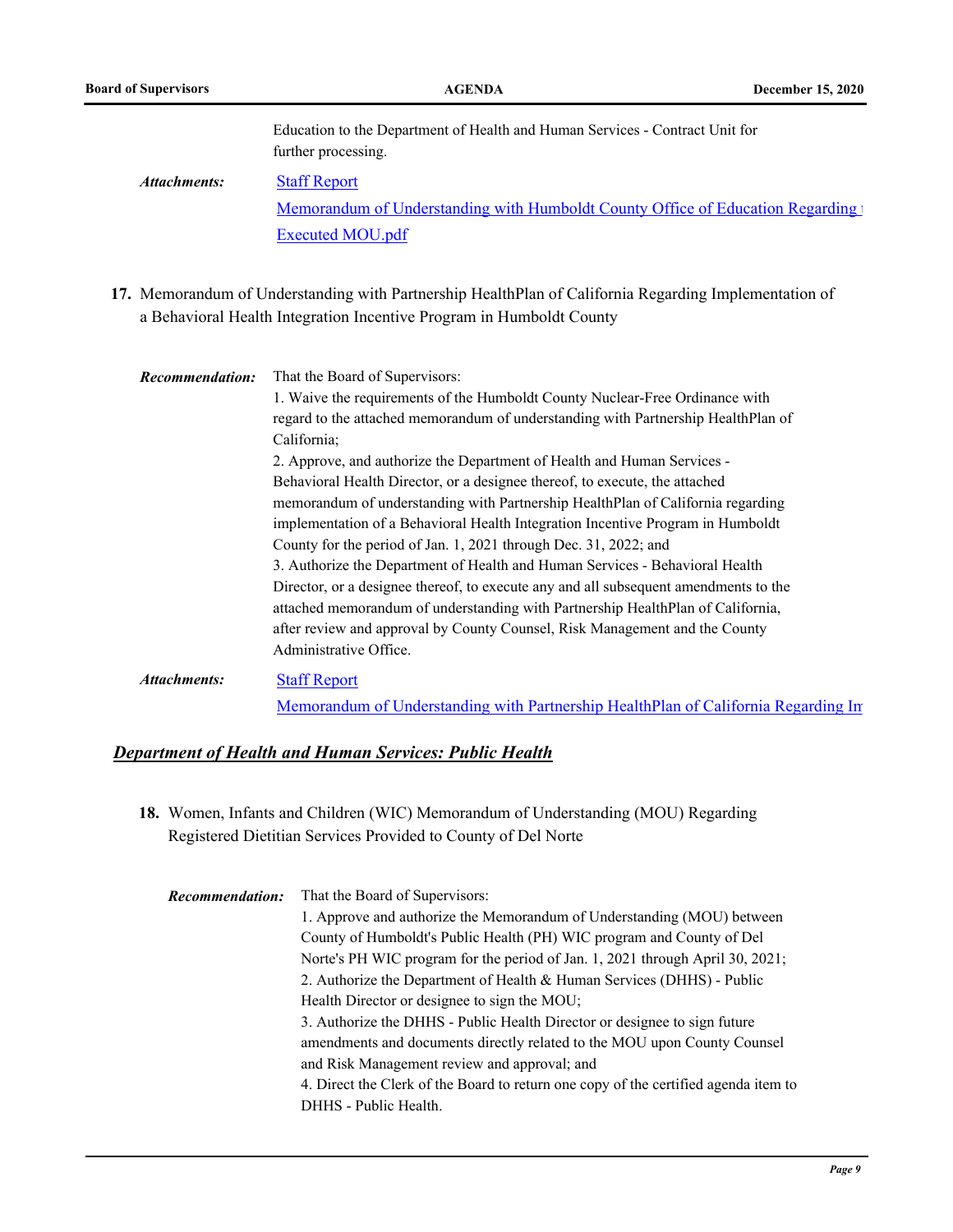Education to the Department of Health and Human Services - Contract Unit for further processing.

*Attachments:* [Staff Report]

[Memorandum of Understanding with Humboldt County Office of Education Regarding t]

[Executed MOU.pdf]

**17.** Memorandum of Understanding with Partnership HealthPlan of California Regarding Implementation of a Behavioral Health Integration Incentive Program in Humboldt County

*Recommendation:* That the Board of Supervisors:

1. Waive the requirements of the Humboldt County Nuclear-Free Ordinance with regard to the attached memorandum of understanding with Partnership HealthPlan of California;
2. Approve, and authorize the Department of Health and Human Services - Behavioral Health Director, or a designee thereof, to execute, the attached memorandum of understanding with Partnership HealthPlan of California regarding implementation of a Behavioral Health Integration Incentive Program in Humboldt County for the period of Jan. 1, 2021 through Dec. 31, 2022; and
3. Authorize the Department of Health and Human Services - Behavioral Health Director, or a designee thereof, to execute any and all subsequent amendments to the attached memorandum of understanding with Partnership HealthPlan of California, after review and approval by County Counsel, Risk Management and the County Administrative Office.

*Attachments:* [Staff Report]

[Memorandum of Understanding with Partnership HealthPlan of California Regarding Im]

## ***Department of Health and Human Services: Public Health***

**18.** Women, Infants and Children (WIC) Memorandum of Understanding (MOU) Regarding Registered Dietitian Services Provided to County of Del Norte

*Recommendation:* That the Board of Supervisors:

1. Approve and authorize the Memorandum of Understanding (MOU) between County of Humboldt's Public Health (PH) WIC program and County of Del Norte's PH WIC program for the period of Jan. 1, 2021 through April 30, 2021;
2. Authorize the Department of Health & Human Services (DHHS) - Public Health Director or designee to sign the MOU;
3. Authorize the DHHS - Public Health Director or designee to sign future amendments and documents directly related to the MOU upon County Counsel and Risk Management review and approval; and
4. Direct the Clerk of the Board to return one copy of the certified agenda item to DHHS - Public Health.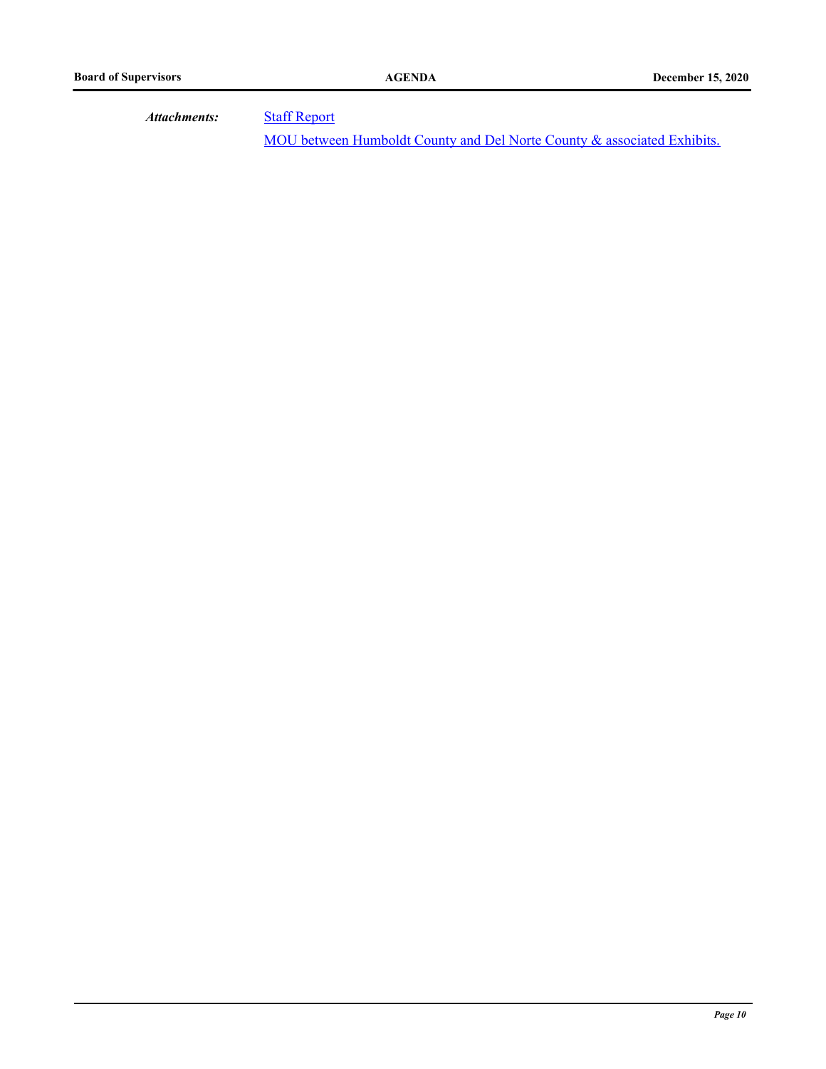*Attachments:* Staff Report

MOU between Humboldt County and Del Norte County & associated Exhibits.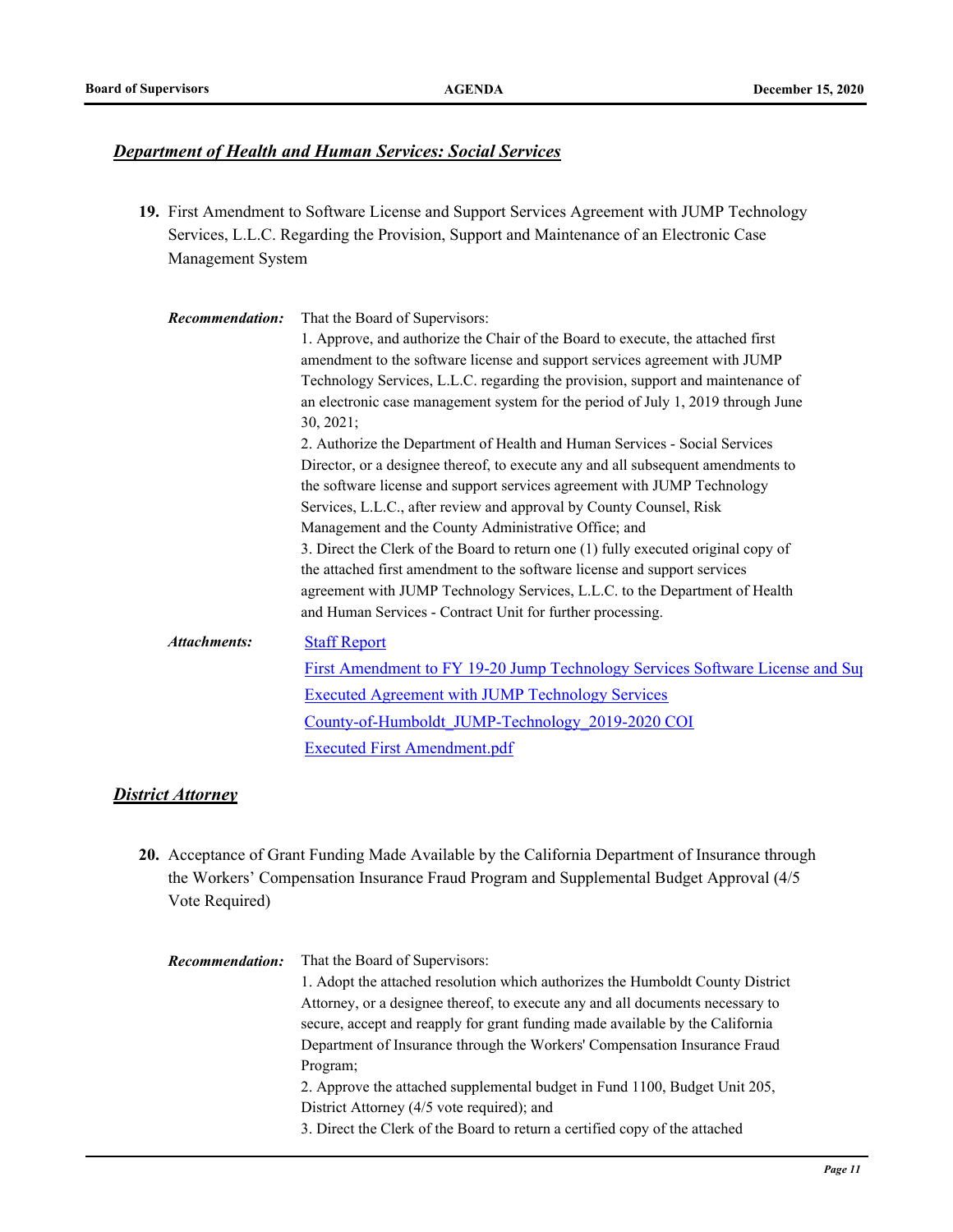## *Department of Health and Human Services: Social Services*

**19.** First Amendment to Software License and Support Services Agreement with JUMP Technology Services, L.L.C. Regarding the Provision, Support and Maintenance of an Electronic Case Management System

***Recommendation:*** That the Board of Supervisors:

1. Approve, and authorize the Chair of the Board to execute, the attached first amendment to the software license and support services agreement with JUMP Technology Services, L.L.C. regarding the provision, support and maintenance of an electronic case management system for the period of July 1, 2019 through June 30, 2021;
2. Authorize the Department of Health and Human Services - Social Services Director, or a designee thereof, to execute any and all subsequent amendments to the software license and support services agreement with JUMP Technology Services, L.L.C., after review and approval by County Counsel, Risk Management and the County Administrative Office; and
3. Direct the Clerk of the Board to return one (1) fully executed original copy of the attached first amendment to the software license and support services agreement with JUMP Technology Services, L.L.C. to the Department of Health and Human Services - Contract Unit for further processing.

***Attachments:***

Staff Report

First Amendment to FY 19-20 Jump Technology Services Software License and Su

Executed Agreement with JUMP Technology Services

County-of-Humboldt_JUMP-Technology_2019-2020 COI

Executed First Amendment.pdf

## *District Attorney*

**20.** Acceptance of Grant Funding Made Available by the California Department of Insurance through the Workers' Compensation Insurance Fraud Program and Supplemental Budget Approval (4/5 Vote Required)

***Recommendation:*** That the Board of Supervisors:

1. Adopt the attached resolution which authorizes the Humboldt County District Attorney, or a designee thereof, to execute any and all documents necessary to secure, accept and reapply for grant funding made available by the California Department of Insurance through the Workers' Compensation Insurance Fraud Program;
2. Approve the attached supplemental budget in Fund 1100, Budget Unit 205, District Attorney (4/5 vote required); and
3. Direct the Clerk of the Board to return a certified copy of the attached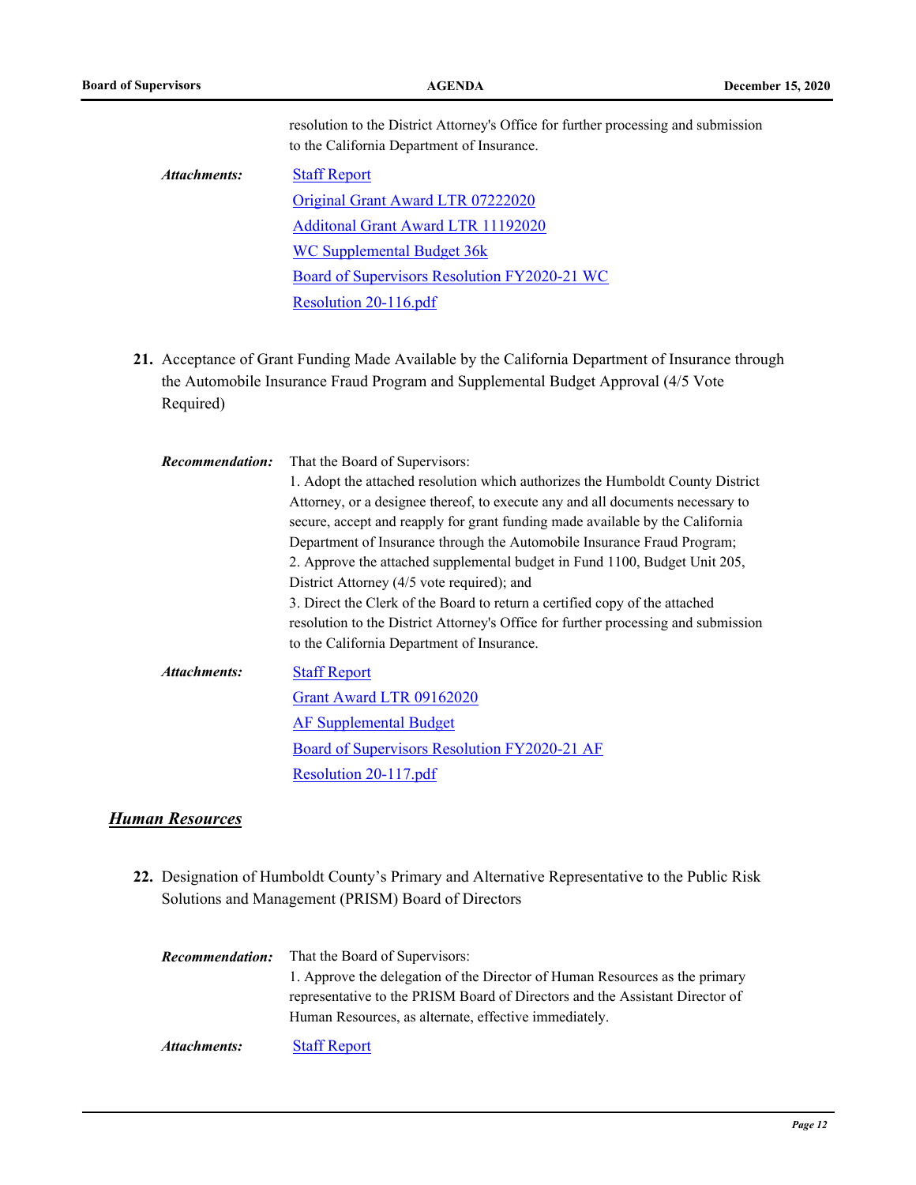resolution to the District Attorney's Office for further processing and submission to the California Department of Insurance.

*Attachments:*

Staff Report
Original Grant Award LTR 07222020
Additonal Grant Award LTR 11192020
WC Supplemental Budget 36k
Board of Supervisors Resolution FY2020-21 WC
Resolution 20-116.pdf

**21.** Acceptance of Grant Funding Made Available by the California Department of Insurance through the Automobile Insurance Fraud Program and Supplemental Budget Approval (4/5 Vote Required)

*Recommendation:* That the Board of Supervisors:

1. Adopt the attached resolution which authorizes the Humboldt County District Attorney, or a designee thereof, to execute any and all documents necessary to secure, accept and reapply for grant funding made available by the California Department of Insurance through the Automobile Insurance Fraud Program;
2. Approve the attached supplemental budget in Fund 1100, Budget Unit 205, District Attorney (4/5 vote required); and
3. Direct the Clerk of the Board to return a certified copy of the attached resolution to the District Attorney's Office for further processing and submission to the California Department of Insurance.

*Attachments:*

Staff Report
Grant Award LTR 09162020
AF Supplemental Budget
Board of Supervisors Resolution FY2020-21 AF
Resolution 20-117.pdf

## *Human Resources*

**22.** Designation of Humboldt County's Primary and Alternative Representative to the Public Risk Solutions and Management (PRISM) Board of Directors

*Recommendation:* That the Board of Supervisors:

1. Approve the delegation of the Director of Human Resources as the primary representative to the PRISM Board of Directors and the Assistant Director of Human Resources, as alternate, effective immediately.

*Attachments:*

Staff Report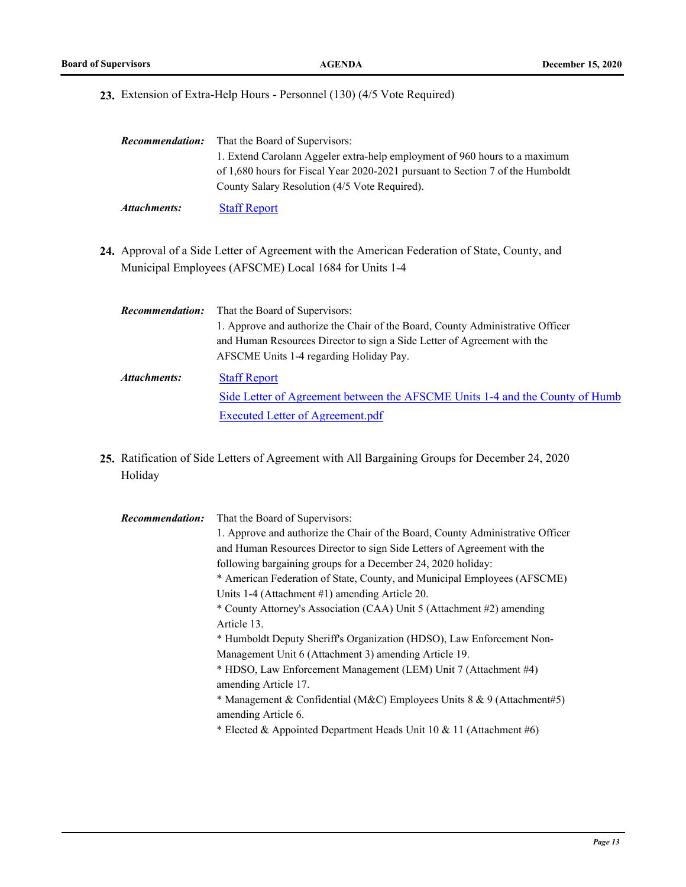**23.** Extension of Extra-Help Hours - Personnel (130) (4/5 Vote Required)

***Recommendation:*** That the Board of Supervisors:
1. Extend Carolann Aggeler extra-help employment of 960 hours to a maximum of 1,680 hours for Fiscal Year 2020-2021 pursuant to Section 7 of the Humboldt County Salary Resolution (4/5 Vote Required).

***Attachments:*** Staff Report

**24.** Approval of a Side Letter of Agreement with the American Federation of State, County, and Municipal Employees (AFSCME) Local 1684 for Units 1-4

***Recommendation:*** That the Board of Supervisors:
1. Approve and authorize the Chair of the Board, County Administrative Officer and Human Resources Director to sign a Side Letter of Agreement with the AFSCME Units 1-4 regarding Holiday Pay.

***Attachments:*** Staff Report
Side Letter of Agreement between the AFSCME Units 1-4 and the County of Humb
Executed Letter of Agreement.pdf

**25.** Ratification of Side Letters of Agreement with All Bargaining Groups for December 24, 2020 Holiday

***Recommendation:*** That the Board of Supervisors:
1. Approve and authorize the Chair of the Board, County Administrative Officer and Human Resources Director to sign Side Letters of Agreement with the following bargaining groups for a December 24, 2020 holiday:
* American Federation of State, County, and Municipal Employees (AFSCME) Units 1-4 (Attachment #1) amending Article 20.
* County Attorney's Association (CAA) Unit 5 (Attachment #2) amending Article 13.
* Humboldt Deputy Sheriff's Organization (HDSO), Law Enforcement Non-Management Unit 6 (Attachment 3) amending Article 19.
* HDSO, Law Enforcement Management (LEM) Unit 7 (Attachment #4) amending Article 17.
* Management & Confidential (M&C) Employees Units 8 & 9 (Attachment#5) amending Article 6.
* Elected & Appointed Department Heads Unit 10 & 11 (Attachment #6)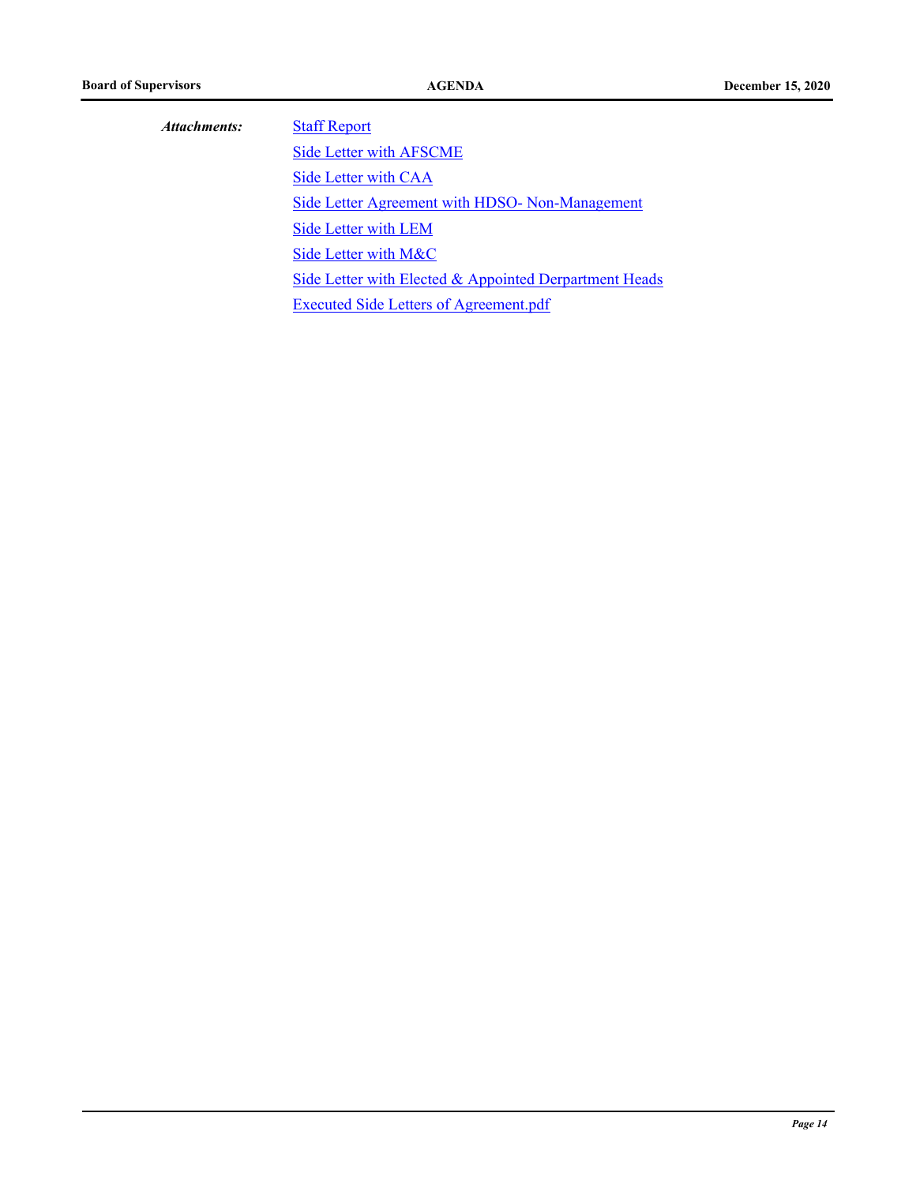*Attachments:*

Staff Report

Side Letter with AFSCME

Side Letter with CAA

Side Letter Agreement with HDSO- Non-Management

Side Letter with LEM

Side Letter with M&C

Side Letter with Elected & Appointed Derpartment Heads

Executed Side Letters of Agreement.pdf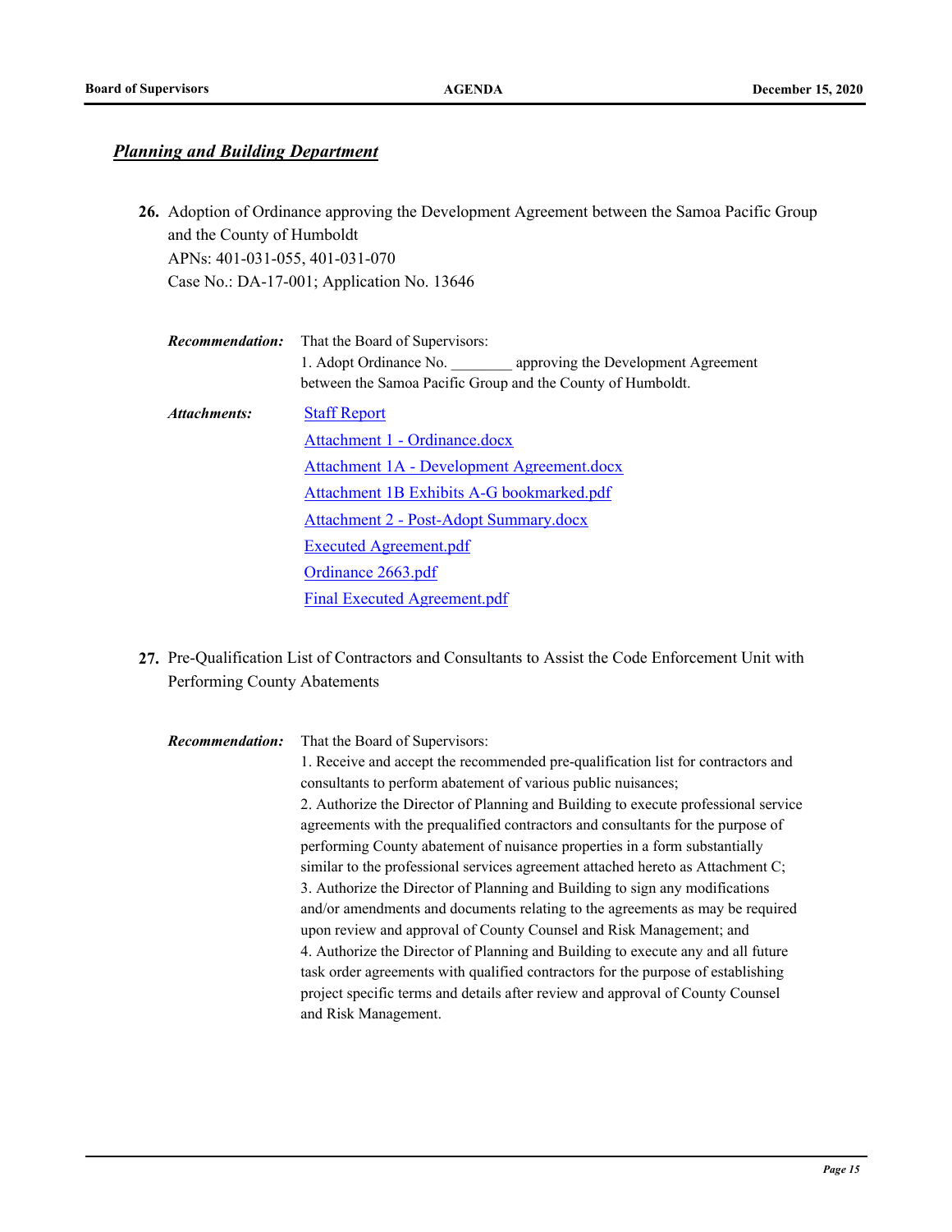## ***Planning and Building Department***

**26.** Adoption of Ordinance approving the Development Agreement between the Samoa Pacific Group and the County of Humboldt
APNs: 401-031-055, 401-031-070
Case No.: DA-17-001; Application No. 13646

***Recommendation:*** That the Board of Supervisors:
1. Adopt Ordinance No. ________ approving the Development Agreement between the Samoa Pacific Group and the County of Humboldt.

***Attachments:***
Staff Report
Attachment 1 - Ordinance.docx
Attachment 1A - Development Agreement.docx
Attachment 1B Exhibits A-G bookmarked.pdf
Attachment 2 - Post-Adopt Summary.docx
Executed Agreement.pdf
Ordinance 2663.pdf
Final Executed Agreement.pdf

**27.** Pre-Qualification List of Contractors and Consultants to Assist the Code Enforcement Unit with Performing County Abatements

***Recommendation:*** That the Board of Supervisors:
1. Receive and accept the recommended pre-qualification list for contractors and consultants to perform abatement of various public nuisances;
2. Authorize the Director of Planning and Building to execute professional service agreements with the prequalified contractors and consultants for the purpose of performing County abatement of nuisance properties in a form substantially similar to the professional services agreement attached hereto as Attachment C;
3. Authorize the Director of Planning and Building to sign any modifications and/or amendments and documents relating to the agreements as may be required upon review and approval of County Counsel and Risk Management; and
4. Authorize the Director of Planning and Building to execute any and all future task order agreements with qualified contractors for the purpose of establishing project specific terms and details after review and approval of County Counsel and Risk Management.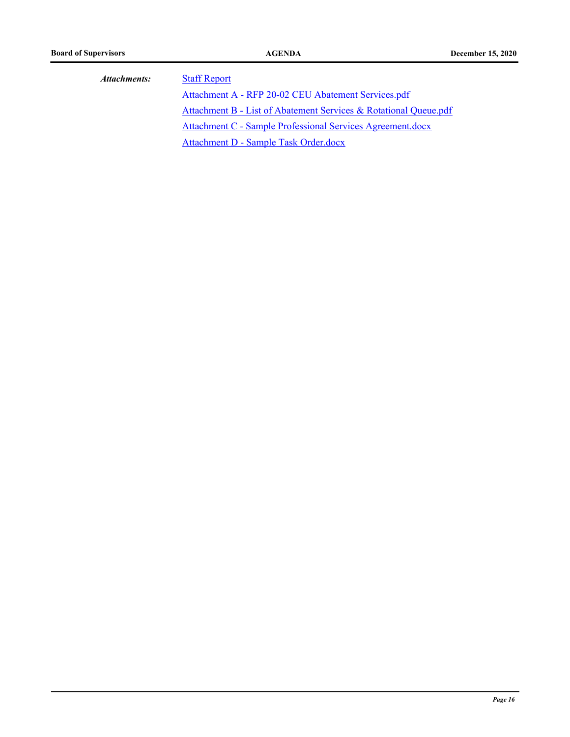*Attachments:*

Staff Report

Attachment A - RFP 20-02 CEU Abatement Services.pdf

Attachment B - List of Abatement Services & Rotational Queue.pdf

Attachment C - Sample Professional Services Agreement.docx

Attachment D - Sample Task Order.docx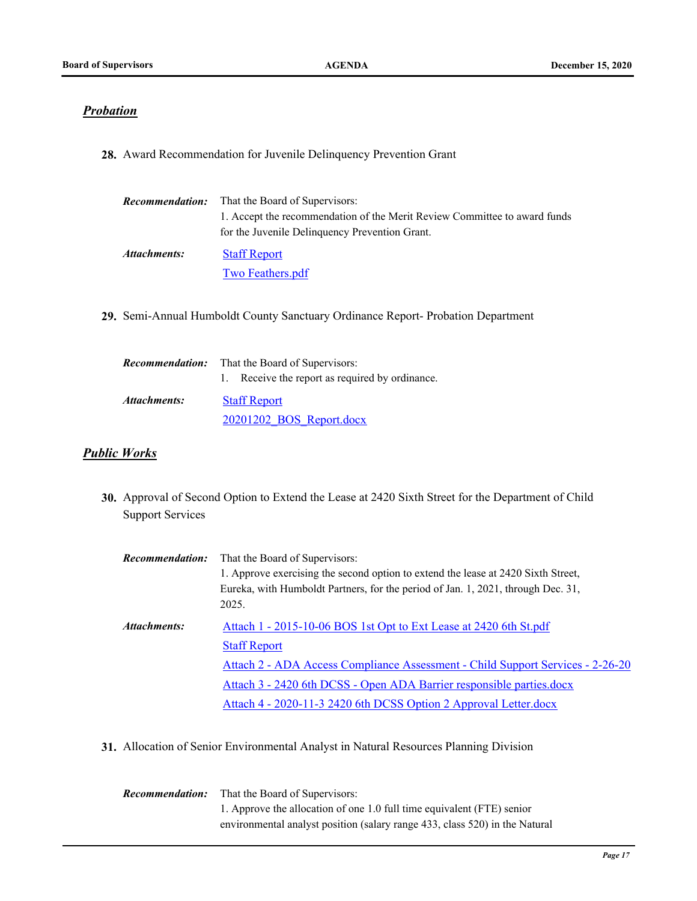## *Probation*

**28.** Award Recommendation for Juvenile Delinquency Prevention Grant

***Recommendation:*** That the Board of Supervisors:
1. Accept the recommendation of the Merit Review Committee to award funds for the Juvenile Delinquency Prevention Grant.

***Attachments:***
Staff Report
Two Feathers.pdf

**29.** Semi-Annual Humboldt County Sanctuary Ordinance Report- Probation Department

***Recommendation:*** That the Board of Supervisors:
1. Receive the report as required by ordinance.

***Attachments:***
Staff Report
20201202_BOS_Report.docx

## *Public Works*

**30.** Approval of Second Option to Extend the Lease at 2420 Sixth Street for the Department of Child Support Services

***Recommendation:*** That the Board of Supervisors:
1. Approve exercising the second option to extend the lease at 2420 Sixth Street, Eureka, with Humboldt Partners, for the period of Jan. 1, 2021, through Dec. 31, 2025.

***Attachments:***
Attach 1 - 2015-10-06 BOS 1st Opt to Ext Lease at 2420 6th St.pdf
Staff Report
Attach 2 - ADA Access Compliance Assessment - Child Support Services - 2-26-20
Attach 3 - 2420 6th DCSS - Open ADA Barrier responsible parties.docx
Attach 4 - 2020-11-3 2420 6th DCSS Option 2 Approval Letter.docx

**31.** Allocation of Senior Environmental Analyst in Natural Resources Planning Division

***Recommendation:*** That the Board of Supervisors:
1. Approve the allocation of one 1.0 full time equivalent (FTE) senior environmental analyst position (salary range 433, class 520) in the Natural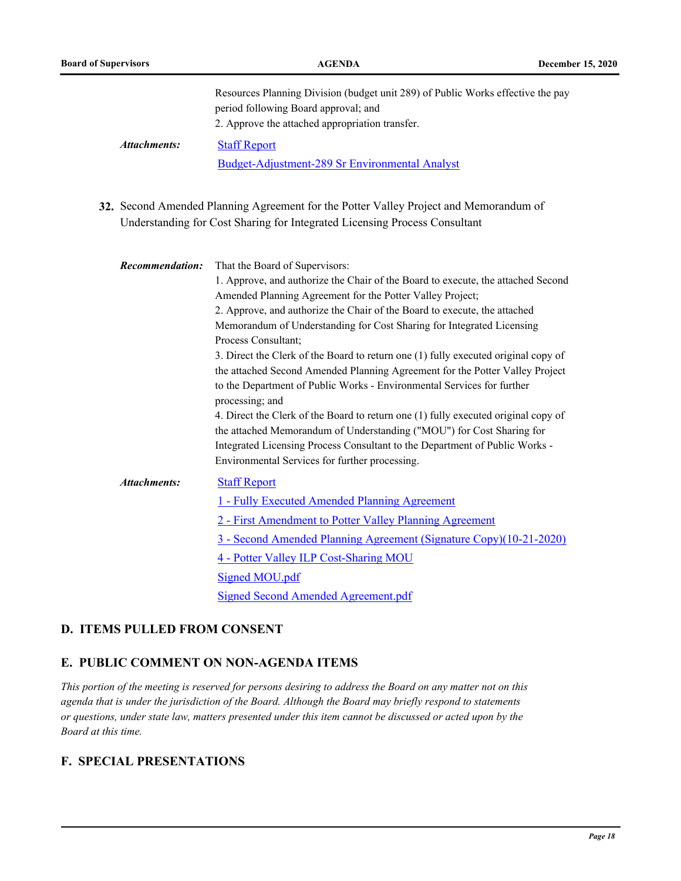Resources Planning Division (budget unit 289) of Public Works effective the pay period following Board approval; and
2. Approve the attached appropriation transfer.

***Attachments:***
[Staff Report]
[Budget-Adjustment-289 Sr Environmental Analyst]

**32.** Second Amended Planning Agreement for the Potter Valley Project and Memorandum of Understanding for Cost Sharing for Integrated Licensing Process Consultant

***Recommendation:*** That the Board of Supervisors:
1. Approve, and authorize the Chair of the Board to execute, the attached Second Amended Planning Agreement for the Potter Valley Project;
2. Approve, and authorize the Chair of the Board to execute, the attached Memorandum of Understanding for Cost Sharing for Integrated Licensing Process Consultant;
3. Direct the Clerk of the Board to return one (1) fully executed original copy of the attached Second Amended Planning Agreement for the Potter Valley Project to the Department of Public Works - Environmental Services for further processing; and
4. Direct the Clerk of the Board to return one (1) fully executed original copy of the attached Memorandum of Understanding ("MOU") for Cost Sharing for Integrated Licensing Process Consultant to the Department of Public Works - Environmental Services for further processing.

***Attachments:***
[Staff Report]
[1 - Fully Executed Amended Planning Agreement]
[2 - First Amendment to Potter Valley Planning Agreement]
[3 - Second Amended Planning Agreement (Signature Copy)(10-21-2020)]
[4 - Potter Valley ILP Cost-Sharing MOU]
[Signed MOU.pdf]
[Signed Second Amended Agreement.pdf]

## D. ITEMS PULLED FROM CONSENT

## E. PUBLIC COMMENT ON NON-AGENDA ITEMS

*This portion of the meeting is reserved for persons desiring to address the Board on any matter not on this agenda that is under the jurisdiction of the Board. Although the Board may briefly respond to statements or questions, under state law, matters presented under this item cannot be discussed or acted upon by the Board at this time.*

## F. SPECIAL PRESENTATIONS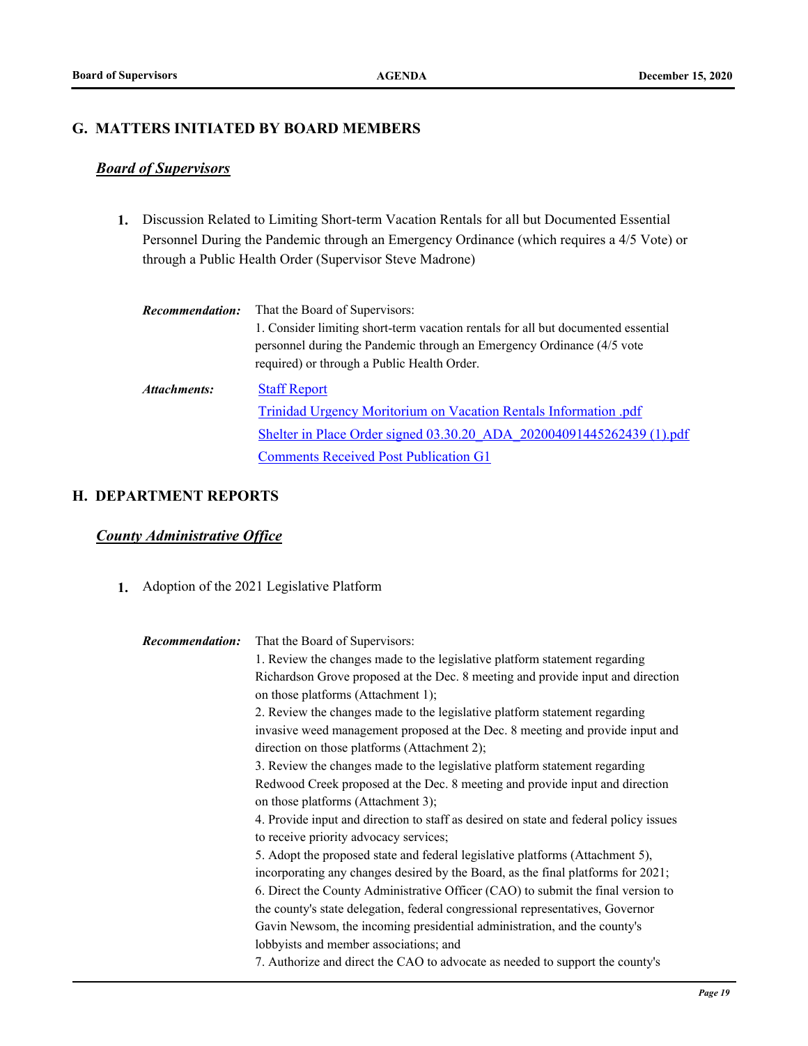## G. MATTERS INITIATED BY BOARD MEMBERS

### *Board of Supervisors*

**1.** Discussion Related to Limiting Short-term Vacation Rentals for all but Documented Essential Personnel During the Pandemic through an Emergency Ordinance (which requires a 4/5 Vote) or through a Public Health Order (Supervisor Steve Madrone)

***Recommendation:*** That the Board of Supervisors:
1. Consider limiting short-term vacation rentals for all but documented essential personnel during the Pandemic through an Emergency Ordinance (4/5 vote required) or through a Public Health Order.

***Attachments:***
Staff Report
Trinidad Urgency Moritorium on Vacation Rentals Information .pdf
Shelter in Place Order signed 03.30.20_ADA_202004091445262439 (1).pdf
Comments Received Post Publication G1

## H. DEPARTMENT REPORTS

### *County Administrative Office*

**1.** Adoption of the 2021 Legislative Platform

***Recommendation:*** That the Board of Supervisors:
1. Review the changes made to the legislative platform statement regarding Richardson Grove proposed at the Dec. 8 meeting and provide input and direction on those platforms (Attachment 1);
2. Review the changes made to the legislative platform statement regarding invasive weed management proposed at the Dec. 8 meeting and provide input and direction on those platforms (Attachment 2);
3. Review the changes made to the legislative platform statement regarding Redwood Creek proposed at the Dec. 8 meeting and provide input and direction on those platforms (Attachment 3);
4. Provide input and direction to staff as desired on state and federal policy issues to receive priority advocacy services;
5. Adopt the proposed state and federal legislative platforms (Attachment 5), incorporating any changes desired by the Board, as the final platforms for 2021;
6. Direct the County Administrative Officer (CAO) to submit the final version to the county's state delegation, federal congressional representatives, Governor Gavin Newsom, the incoming presidential administration, and the county's lobbyists and member associations; and
7. Authorize and direct the CAO to advocate as needed to support the county's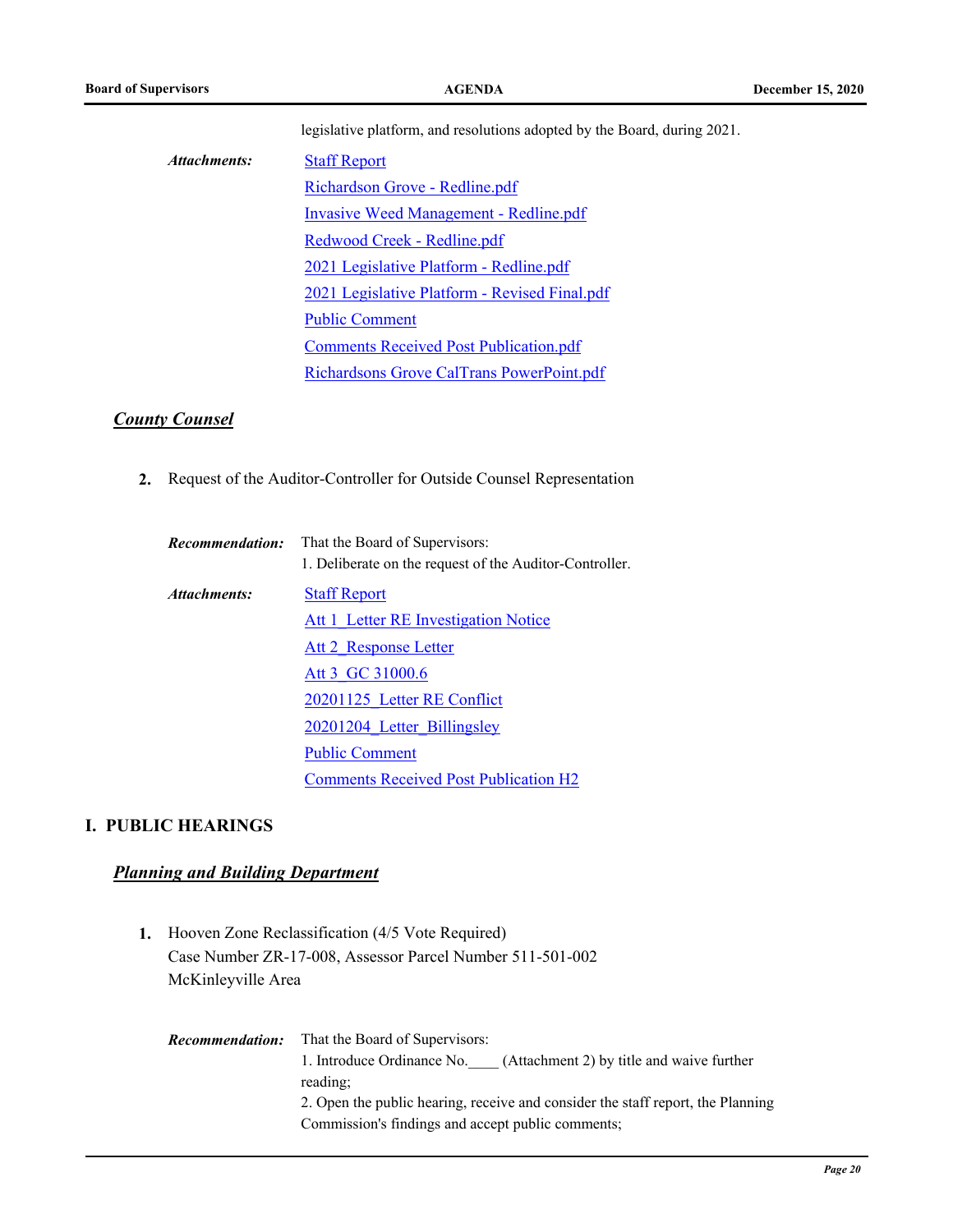legislative platform, and resolutions adopted by the Board, during 2021.

***Attachments:***
Staff Report
Richardson Grove - Redline.pdf
Invasive Weed Management - Redline.pdf
Redwood Creek - Redline.pdf
2021 Legislative Platform - Redline.pdf
2021 Legislative Platform - Revised Final.pdf
Public Comment
Comments Received Post Publication.pdf
Richardsons Grove CalTrans PowerPoint.pdf

### ***County Counsel***

**2.** Request of the Auditor-Controller for Outside Counsel Representation

***Recommendation:*** That the Board of Supervisors:
1. Deliberate on the request of the Auditor-Controller.

***Attachments:***
Staff Report
Att 1_Letter RE Investigation Notice
Att 2_Response Letter
Att 3_GC 31000.6
20201125_Letter RE Conflict
20201204_Letter_Billingsley
Public Comment
Comments Received Post Publication H2

## I. PUBLIC HEARINGS

### ***Planning and Building Department***

**1.** Hooven Zone Reclassification (4/5 Vote Required)
Case Number ZR-17-008, Assessor Parcel Number 511-501-002
McKinleyville Area

***Recommendation:*** That the Board of Supervisors:
1. Introduce Ordinance No.____ (Attachment 2) by title and waive further reading;
2. Open the public hearing, receive and consider the staff report, the Planning Commission's findings and accept public comments;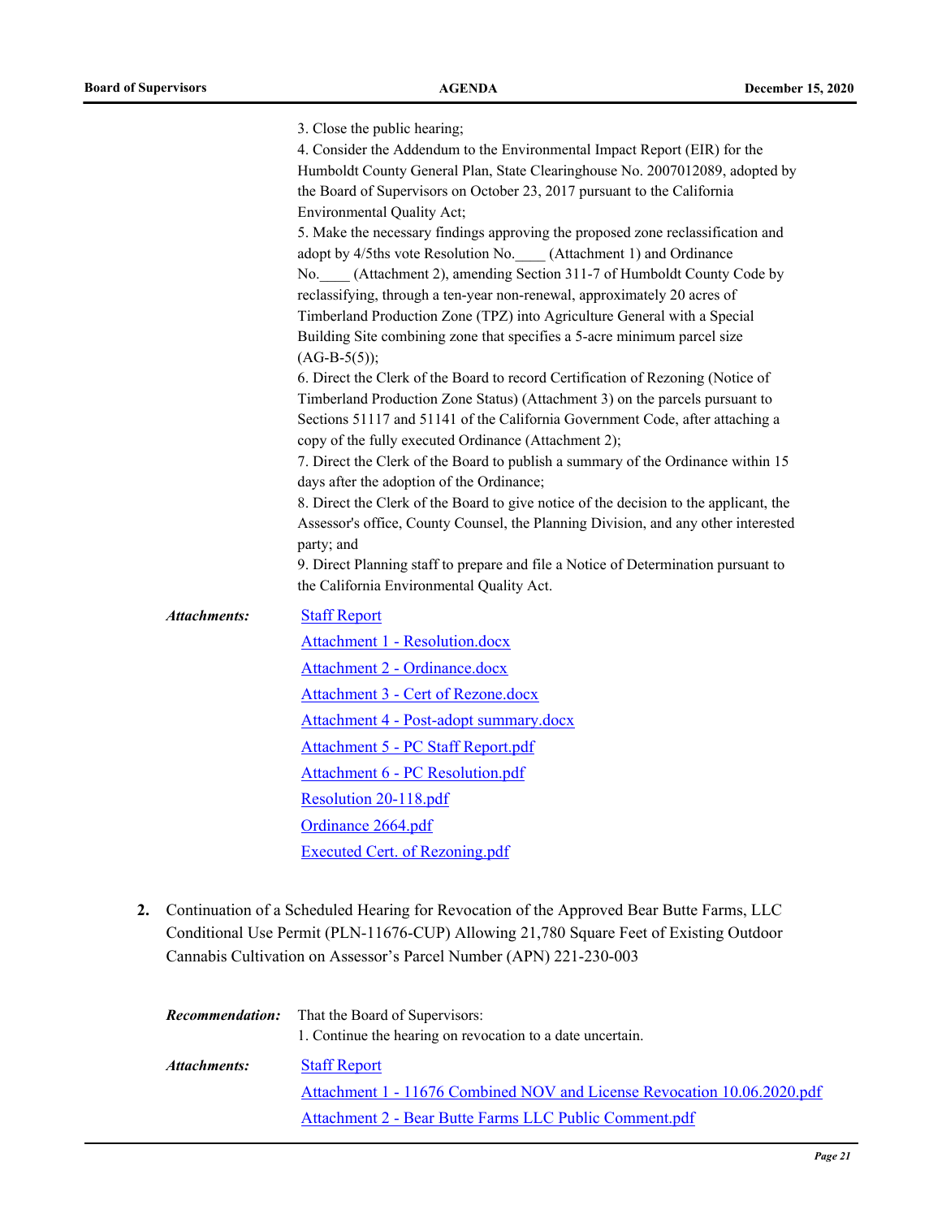3. Close the public hearing;

4. Consider the Addendum to the Environmental Impact Report (EIR) for the Humboldt County General Plan, State Clearinghouse No. 2007012089, adopted by the Board of Supervisors on October 23, 2017 pursuant to the California Environmental Quality Act;

5. Make the necessary findings approving the proposed zone reclassification and adopt by 4/5ths vote Resolution No.____ (Attachment 1) and Ordinance No.____ (Attachment 2), amending Section 311-7 of Humboldt County Code by reclassifying, through a ten-year non-renewal, approximately 20 acres of Timberland Production Zone (TPZ) into Agriculture General with a Special Building Site combining zone that specifies a 5-acre minimum parcel size (AG-B-5(5));

6. Direct the Clerk of the Board to record Certification of Rezoning (Notice of Timberland Production Zone Status) (Attachment 3) on the parcels pursuant to Sections 51117 and 51141 of the California Government Code, after attaching a copy of the fully executed Ordinance (Attachment 2);

7. Direct the Clerk of the Board to publish a summary of the Ordinance within 15 days after the adoption of the Ordinance;

8. Direct the Clerk of the Board to give notice of the decision to the applicant, the Assessor's office, County Counsel, the Planning Division, and any other interested party; and

9. Direct Planning staff to prepare and file a Notice of Determination pursuant to the California Environmental Quality Act.

***Attachments:***
Staff Report
Attachment 1 - Resolution.docx
Attachment 2 - Ordinance.docx
Attachment 3 - Cert of Rezone.docx
Attachment 4 - Post-adopt summary.docx
Attachment 5 - PC Staff Report.pdf
Attachment 6 - PC Resolution.pdf
Resolution 20-118.pdf
Ordinance 2664.pdf
Executed Cert. of Rezoning.pdf

**2.** Continuation of a Scheduled Hearing for Revocation of the Approved Bear Butte Farms, LLC Conditional Use Permit (PLN-11676-CUP) Allowing 21,780 Square Feet of Existing Outdoor Cannabis Cultivation on Assessor's Parcel Number (APN) 221-230-003

***Recommendation:*** That the Board of Supervisors:

1. Continue the hearing on revocation to a date uncertain.

***Attachments:***
Staff Report
Attachment 1 - 11676 Combined NOV and License Revocation 10.06.2020.pdf
Attachment 2 - Bear Butte Farms LLC Public Comment.pdf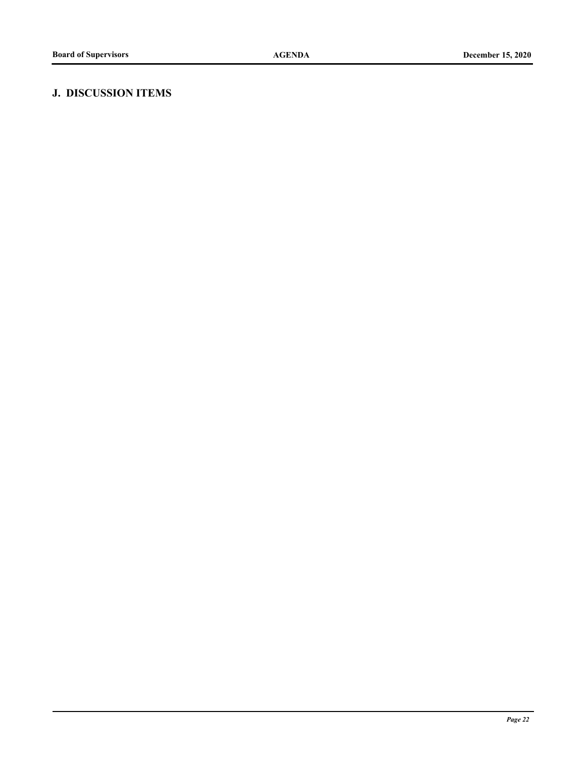## J. DISCUSSION ITEMS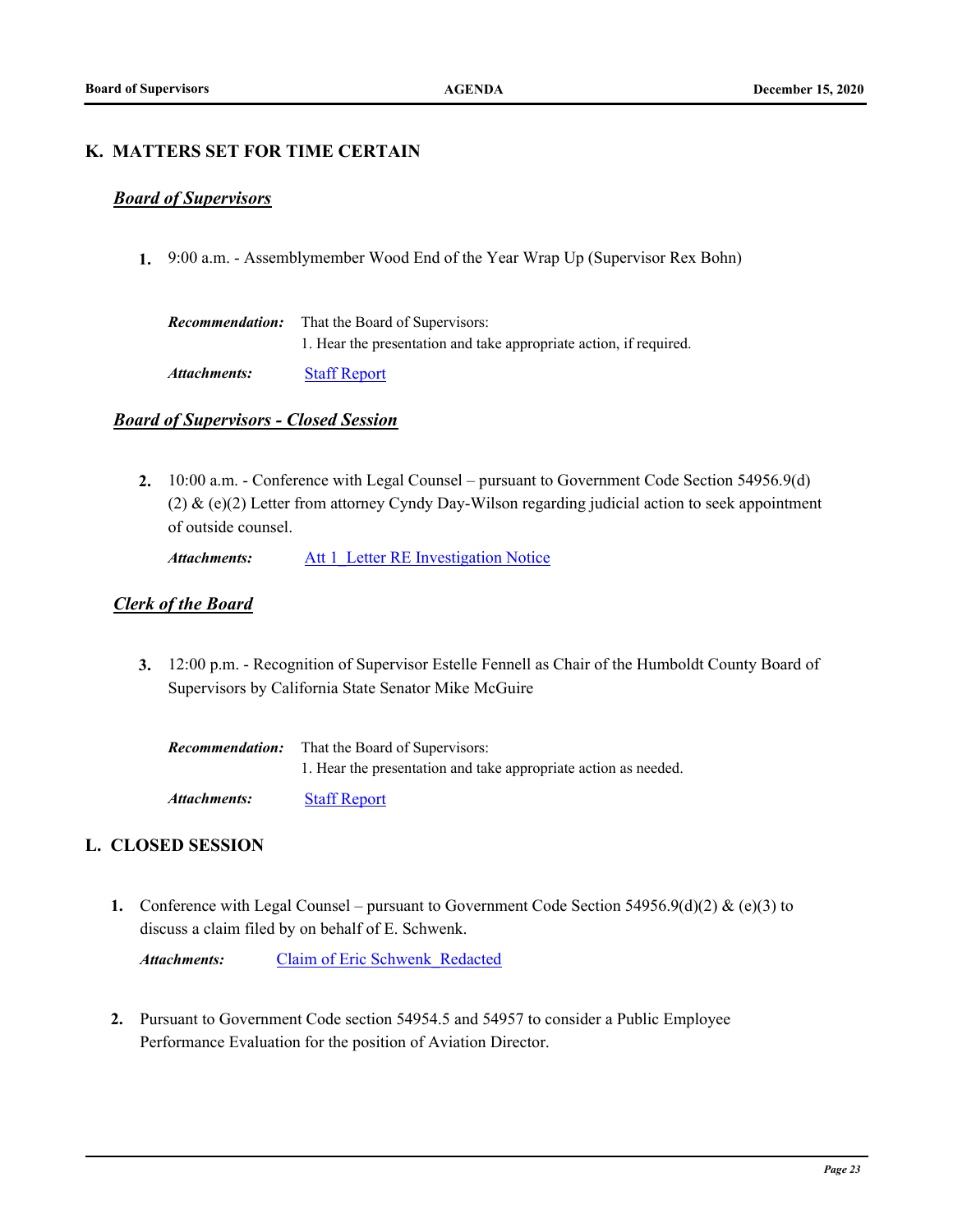## K. MATTERS SET FOR TIME CERTAIN

### ***Board of Supervisors***

**1.** 9:00 a.m. - Assemblymember Wood End of the Year Wrap Up (Supervisor Rex Bohn)

***Recommendation:*** That the Board of Supervisors:
1. Hear the presentation and take appropriate action, if required.

***Attachments:*** Staff Report

### ***Board of Supervisors - Closed Session***

**2.** 10:00 a.m. - Conference with Legal Counsel – pursuant to Government Code Section 54956.9(d)(2) & (e)(2) Letter from attorney Cyndy Day-Wilson regarding judicial action to seek appointment of outside counsel.

***Attachments:*** Att 1_Letter RE Investigation Notice

### ***Clerk of the Board***

**3.** 12:00 p.m. - Recognition of Supervisor Estelle Fennell as Chair of the Humboldt County Board of Supervisors by California State Senator Mike McGuire

***Recommendation:*** That the Board of Supervisors:
1. Hear the presentation and take appropriate action as needed.

***Attachments:*** Staff Report

## L. CLOSED SESSION

**1.** Conference with Legal Counsel – pursuant to Government Code Section 54956.9(d)(2) & (e)(3) to discuss a claim filed by on behalf of E. Schwenk.

***Attachments:*** Claim of Eric Schwenk_Redacted

**2.** Pursuant to Government Code section 54954.5 and 54957 to consider a Public Employee Performance Evaluation for the position of Aviation Director.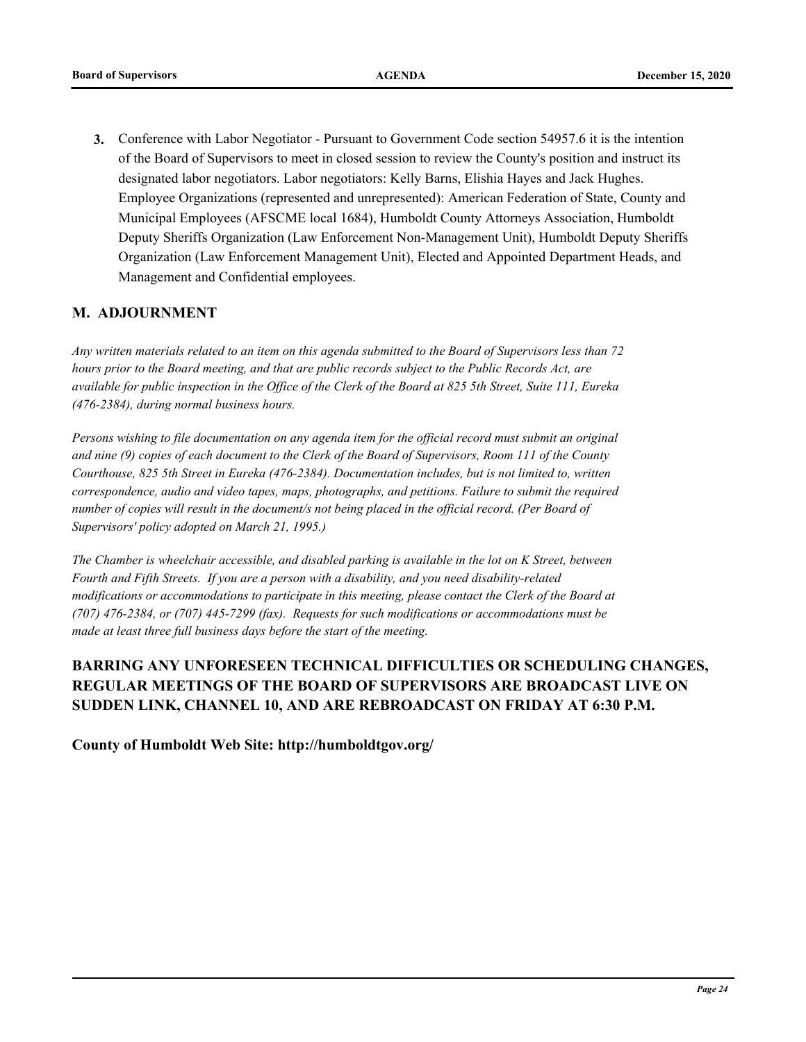3. Conference with Labor Negotiator - Pursuant to Government Code section 54957.6 it is the intention of the Board of Supervisors to meet in closed session to review the County's position and instruct its designated labor negotiators. Labor negotiators: Kelly Barns, Elishia Hayes and Jack Hughes. Employee Organizations (represented and unrepresented): American Federation of State, County and Municipal Employees (AFSCME local 1684), Humboldt County Attorneys Association, Humboldt Deputy Sheriffs Organization (Law Enforcement Non-Management Unit), Humboldt Deputy Sheriffs Organization (Law Enforcement Management Unit), Elected and Appointed Department Heads, and Management and Confidential employees.

## M. ADJOURNMENT

*Any written materials related to an item on this agenda submitted to the Board of Supervisors less than 72 hours prior to the Board meeting, and that are public records subject to the Public Records Act, are available for public inspection in the Office of the Clerk of the Board at 825 5th Street, Suite 111, Eureka (476-2384), during normal business hours.*

*Persons wishing to file documentation on any agenda item for the official record must submit an original and nine (9) copies of each document to the Clerk of the Board of Supervisors, Room 111 of the County Courthouse, 825 5th Street in Eureka (476-2384). Documentation includes, but is not limited to, written correspondence, audio and video tapes, maps, photographs, and petitions. Failure to submit the required number of copies will result in the document/s not being placed in the official record. (Per Board of Supervisors' policy adopted on March 21, 1995.)*

*The Chamber is wheelchair accessible, and disabled parking is available in the lot on K Street, between Fourth and Fifth Streets. If you are a person with a disability, and you need disability-related modifications or accommodations to participate in this meeting, please contact the Clerk of the Board at (707) 476-2384, or (707) 445-7299 (fax). Requests for such modifications or accommodations must be made at least three full business days before the start of the meeting.*

**BARRING ANY UNFORESEEN TECHNICAL DIFFICULTIES OR SCHEDULING CHANGES, REGULAR MEETINGS OF THE BOARD OF SUPERVISORS ARE BROADCAST LIVE ON SUDDEN LINK, CHANNEL 10, AND ARE REBROADCAST ON FRIDAY AT 6:30 P.M.**

**County of Humboldt Web Site: http://humboldtgov.org/**